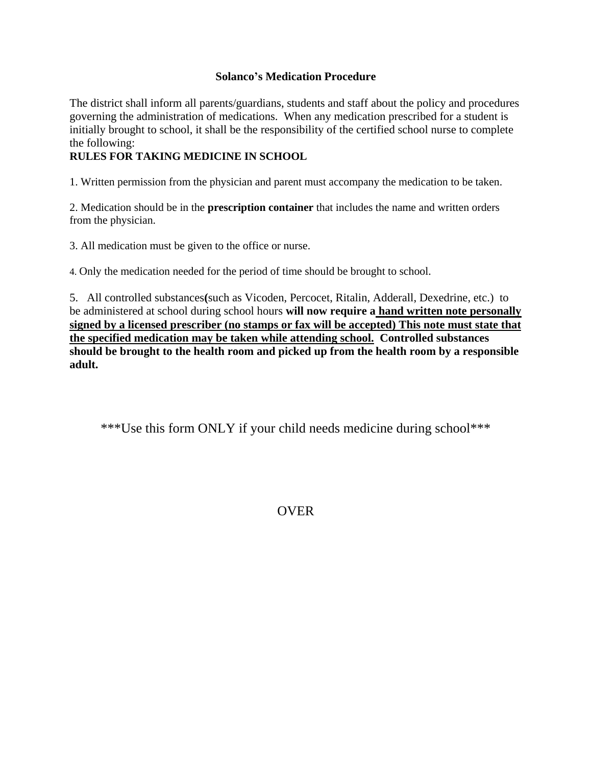# Solanco's Medication Procedure

The district shall inform all parents/guardians, students and staff about the policy and procedures governing the administration of medications. When any medication prescribed for a student is initially brought to school, it shall be the responsibility of the certified school nurse to complete the following:

**RULES FOR TAKING MEDICINE IN SCHOOL**

1. Written permission from the physician and parent must accompany the medication to be taken.

2. Medication should be in the **prescription container** that includes the name and written orders from the physician.

3. All medication must be given to the office or nurse.

4. Only the medication needed for the period of time should be brought to school.

5. All controlled substances**(**such as Vicoden, Percocet, Ritalin, Adderall, Dexedrine, etc.) to be administered at school during school hours **will now require a <u>hand written note personally signed by a licensed prescriber (no stamps or fax will be accepted) This note must state that the specified medication may be taken while attending school.</u> Controlled substances should be brought to the health room and picked up from the health room by a responsible adult.**

\*\*\*Use this form ONLY if your child needs medicine during school\*\*\*

OVER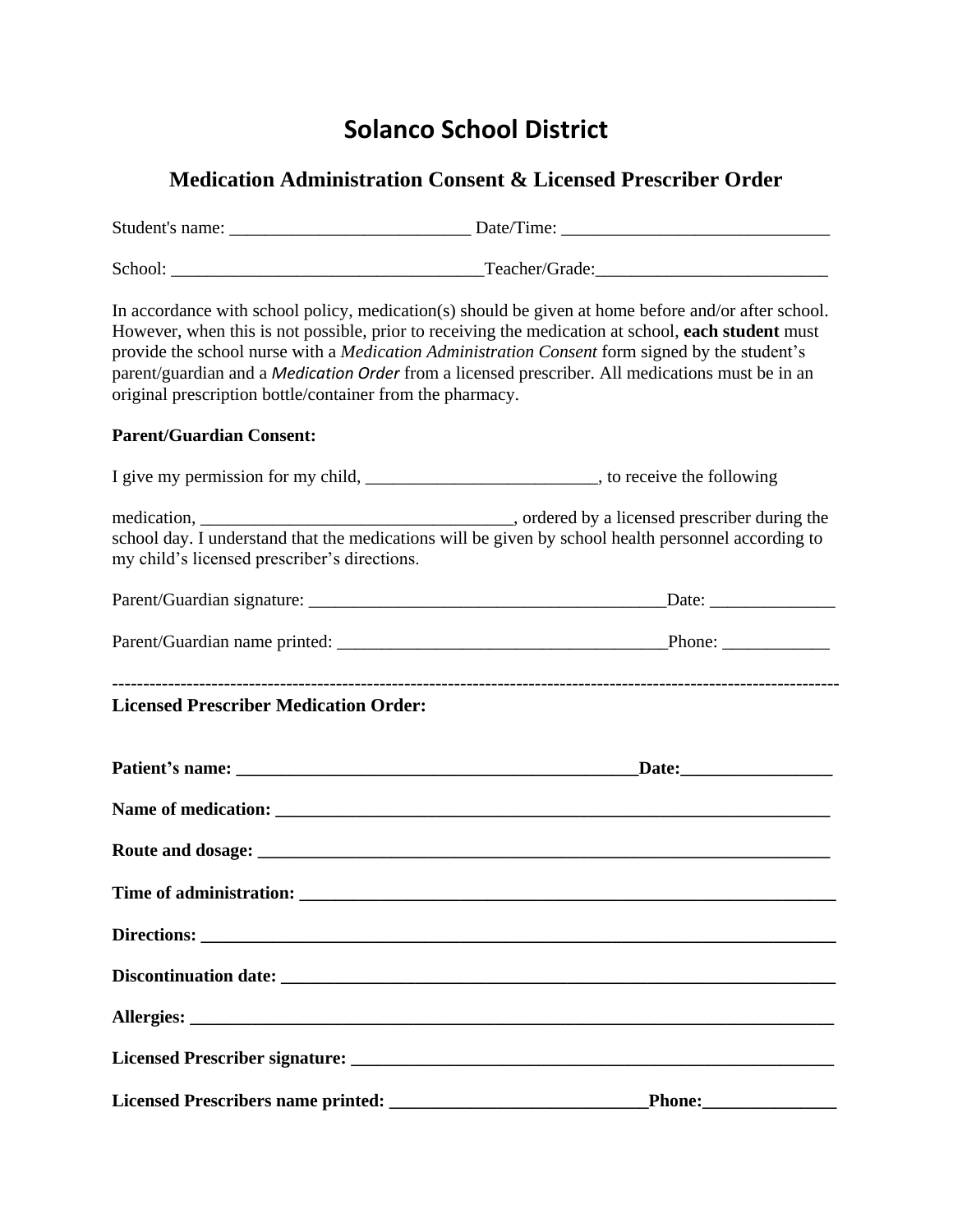# Solanco School District

## Medication Administration Consent & Licensed Prescriber Order

Student's name: ___________________________ Date/Time: ______________________________

School: ___________________________________Teacher/Grade:_________________________

In accordance with school policy, medication(s) should be given at home before and/or after school. However, when this is not possible, prior to receiving the medication at school, **each student** must provide the school nurse with a *Medication Administration Consent* form signed by the student's parent/guardian and a *Medication Order* from a licensed prescriber. All medications must be in an original prescription bottle/container from the pharmacy.

**Parent/Guardian Consent:**

I give my permission for my child, _________________________, to receive the following

medication, __________________________________, ordered by a licensed prescriber during the school day. I understand that the medications will be given by school health personnel according to my child's licensed prescriber's directions.

Parent/Guardian signature: _______________________________________Date: ______________

Parent/Guardian name printed: ____________________________________Phone: ____________

---

**Licensed Prescriber Medication Order:**

**Patient's name: _____________________________________________Date:________________**

**Name of medication: _______________________________________________________________**

**Route and dosage: _________________________________________________________________**

**Time of administration: _____________________________________________________________**

**Directions: _______________________________________________________________________**

**Discontinuation date: _______________________________________________________________**

**Allergies: ________________________________________________________________________**

**Licensed Prescriber signature: _______________________________________________________**

**Licensed Prescribers name printed: _____________________________Phone:_______________**